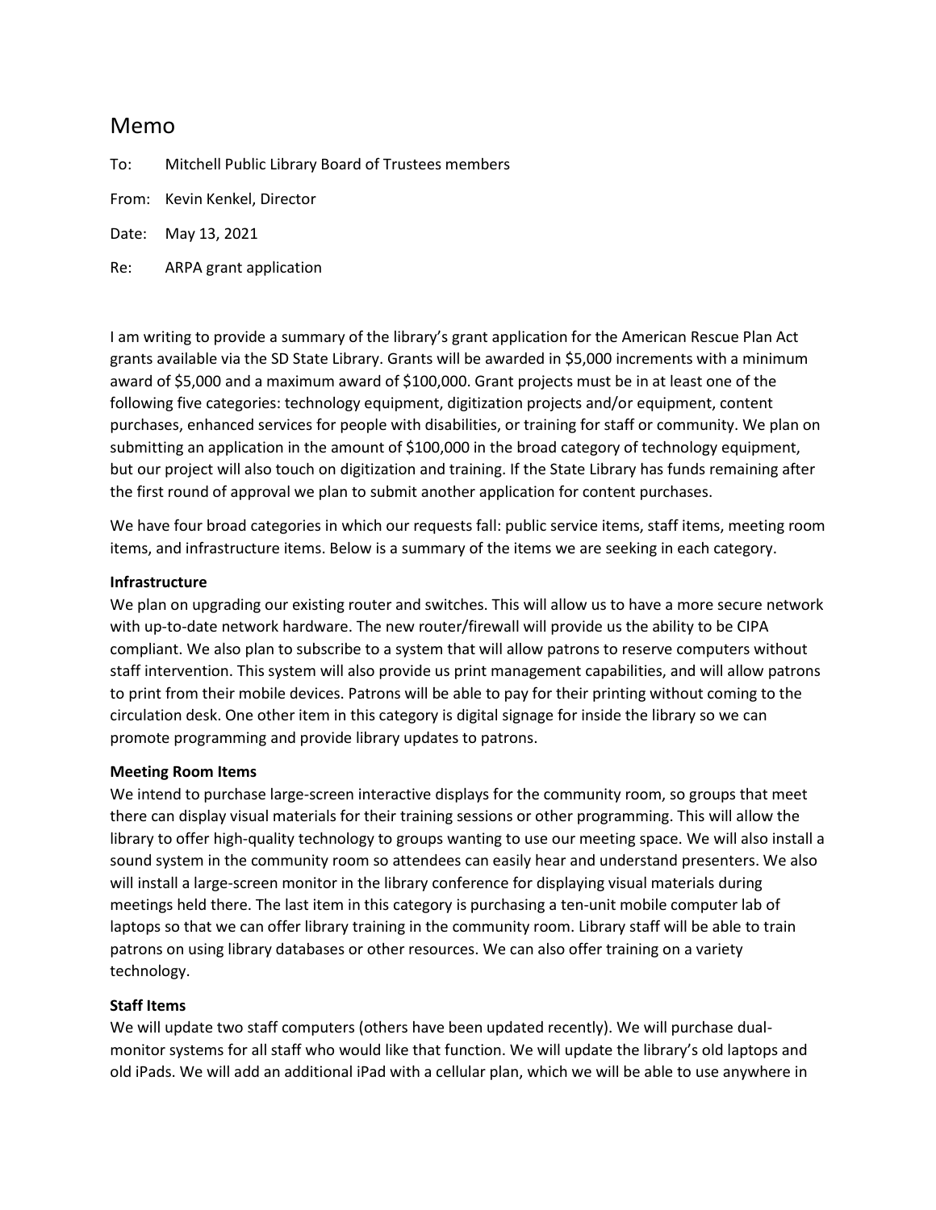# Memo

To: Mitchell Public Library Board of Trustees members

From: Kevin Kenkel, Director

Date: May 13, 2021

Re: ARPA grant application

I am writing to provide a summary of the library's grant application for the American Rescue Plan Act grants available via the SD State Library. Grants will be awarded in $5,000 increments with a minimum award of $5,000 and a maximum award of $100,000. Grant projects must be in at least one of the following five categories: technology equipment, digitization projects and/or equipment, content purchases, enhanced services for people with disabilities, or training for staff or community. We plan on submitting an application in the amount of $100,000 in the broad category of technology equipment, but our project will also touch on digitization and training. If the State Library has funds remaining after the first round of approval we plan to submit another application for content purchases.

We have four broad categories in which our requests fall: public service items, staff items, meeting room items, and infrastructure items. Below is a summary of the items we are seeking in each category.

**Infrastructure**

We plan on upgrading our existing router and switches. This will allow us to have a more secure network with up-to-date network hardware. The new router/firewall will provide us the ability to be CIPA compliant. We also plan to subscribe to a system that will allow patrons to reserve computers without staff intervention. This system will also provide us print management capabilities, and will allow patrons to print from their mobile devices. Patrons will be able to pay for their printing without coming to the circulation desk. One other item in this category is digital signage for inside the library so we can promote programming and provide library updates to patrons.

**Meeting Room Items**

We intend to purchase large-screen interactive displays for the community room, so groups that meet there can display visual materials for their training sessions or other programming. This will allow the library to offer high-quality technology to groups wanting to use our meeting space. We will also install a sound system in the community room so attendees can easily hear and understand presenters. We also will install a large-screen monitor in the library conference for displaying visual materials during meetings held there. The last item in this category is purchasing a ten-unit mobile computer lab of laptops so that we can offer library training in the community room. Library staff will be able to train patrons on using library databases or other resources. We can also offer training on a variety technology.

**Staff Items**

We will update two staff computers (others have been updated recently). We will purchase dual-monitor systems for all staff who would like that function. We will update the library's old laptops and old iPads. We will add an additional iPad with a cellular plan, which we will be able to use anywhere in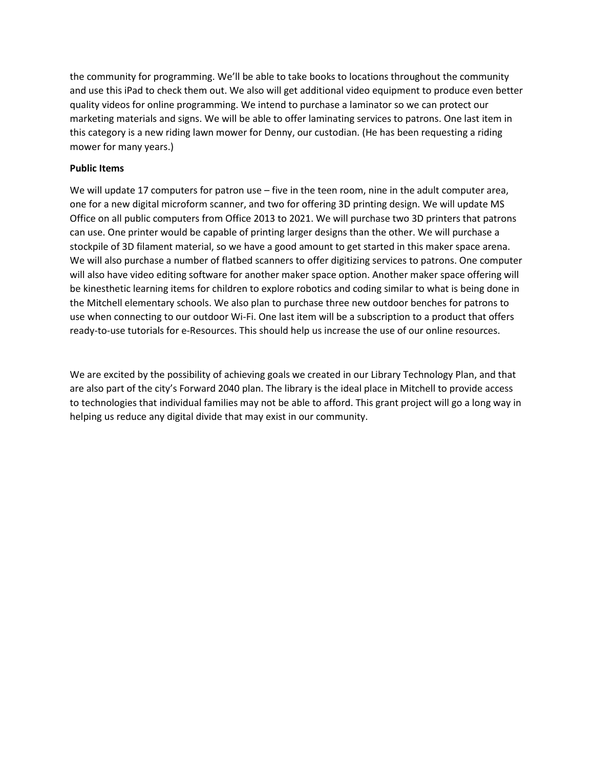the community for programming. We'll be able to take books to locations throughout the community and use this iPad to check them out. We also will get additional video equipment to produce even better quality videos for online programming. We intend to purchase a laminator so we can protect our marketing materials and signs. We will be able to offer laminating services to patrons. One last item in this category is a new riding lawn mower for Denny, our custodian. (He has been requesting a riding mower for many years.)

**Public Items**

We will update 17 computers for patron use – five in the teen room, nine in the adult computer area, one for a new digital microform scanner, and two for offering 3D printing design. We will update MS Office on all public computers from Office 2013 to 2021. We will purchase two 3D printers that patrons can use. One printer would be capable of printing larger designs than the other. We will purchase a stockpile of 3D filament material, so we have a good amount to get started in this maker space arena. We will also purchase a number of flatbed scanners to offer digitizing services to patrons. One computer will also have video editing software for another maker space option. Another maker space offering will be kinesthetic learning items for children to explore robotics and coding similar to what is being done in the Mitchell elementary schools. We also plan to purchase three new outdoor benches for patrons to use when connecting to our outdoor Wi-Fi. One last item will be a subscription to a product that offers ready-to-use tutorials for e-Resources. This should help us increase the use of our online resources.

We are excited by the possibility of achieving goals we created in our Library Technology Plan, and that are also part of the city's Forward 2040 plan. The library is the ideal place in Mitchell to provide access to technologies that individual families may not be able to afford. This grant project will go a long way in helping us reduce any digital divide that may exist in our community.